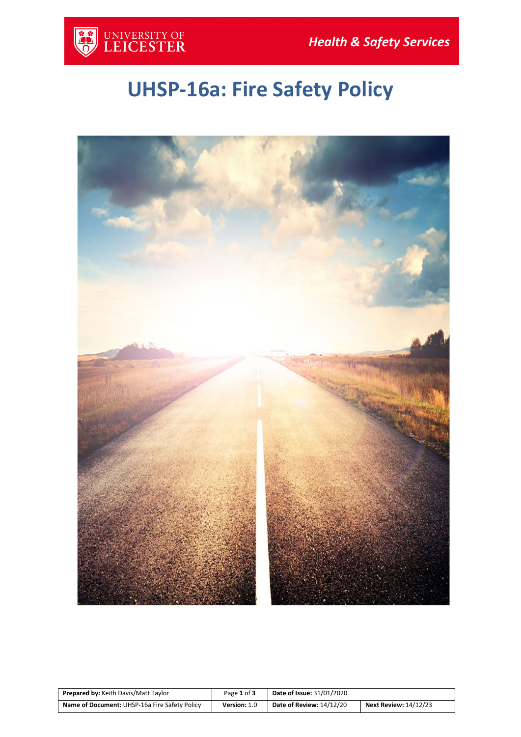# UHSP-16a: Fire Safety Policy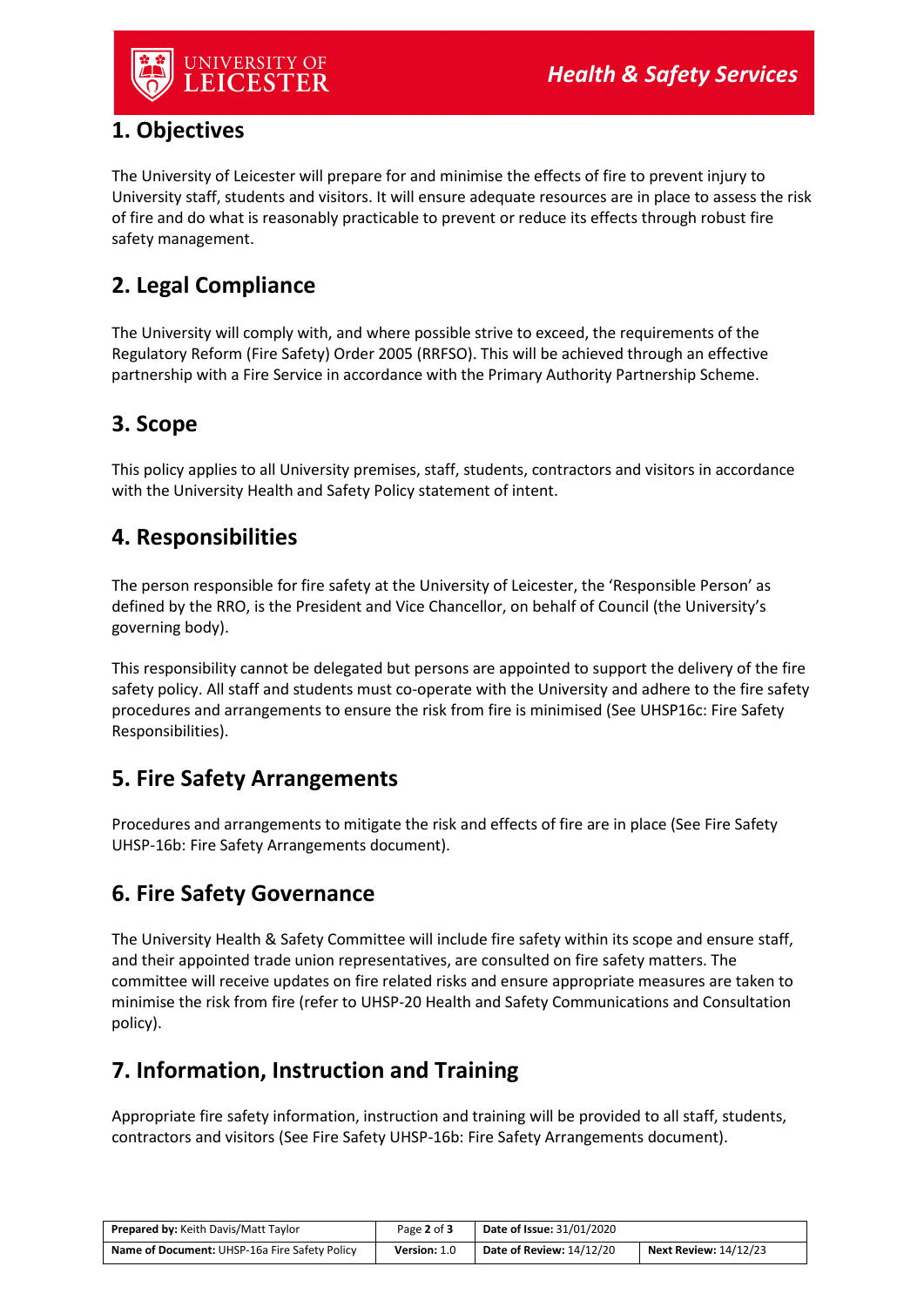## 1. Objectives

The University of Leicester will prepare for and minimise the effects of fire to prevent injury to University staff, students and visitors. It will ensure adequate resources are in place to assess the risk of fire and do what is reasonably practicable to prevent or reduce its effects through robust fire safety management.

## 2. Legal Compliance

The University will comply with, and where possible strive to exceed, the requirements of the Regulatory Reform (Fire Safety) Order 2005 (RRFSO). This will be achieved through an effective partnership with a Fire Service in accordance with the Primary Authority Partnership Scheme.

## 3. Scope

This policy applies to all University premises, staff, students, contractors and visitors in accordance with the University Health and Safety Policy statement of intent.

## 4. Responsibilities

The person responsible for fire safety at the University of Leicester, the 'Responsible Person' as defined by the RRO, is the President and Vice Chancellor, on behalf of Council (the University's governing body).

This responsibility cannot be delegated but persons are appointed to support the delivery of the fire safety policy. All staff and students must co-operate with the University and adhere to the fire safety procedures and arrangements to ensure the risk from fire is minimised (See UHSP16c: Fire Safety Responsibilities).

## 5. Fire Safety Arrangements

Procedures and arrangements to mitigate the risk and effects of fire are in place (See Fire Safety UHSP-16b: Fire Safety Arrangements document).

## 6. Fire Safety Governance

The University Health & Safety Committee will include fire safety within its scope and ensure staff, and their appointed trade union representatives, are consulted on fire safety matters. The committee will receive updates on fire related risks and ensure appropriate measures are taken to minimise the risk from fire (refer to UHSP-20 Health and Safety Communications and Consultation policy).

## 7. Information, Instruction and Training

Appropriate fire safety information, instruction and training will be provided to all staff, students, contractors and visitors (See Fire Safety UHSP-16b: Fire Safety Arrangements document).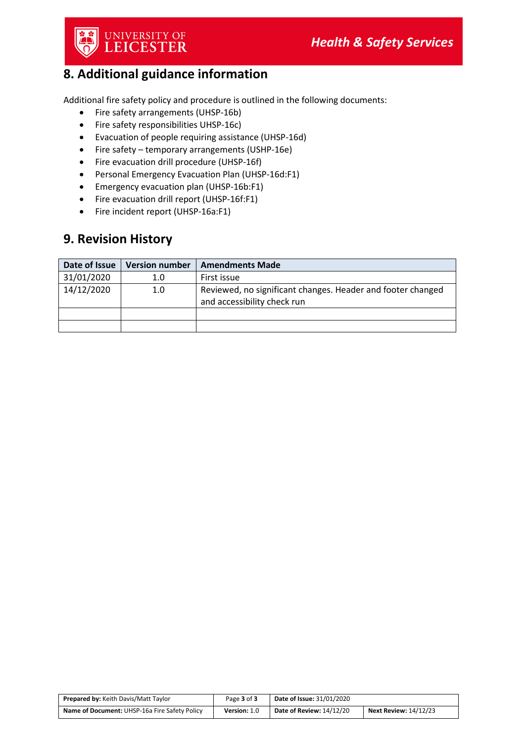## 8. Additional guidance information

Additional fire safety policy and procedure is outlined in the following documents:

- Fire safety arrangements (UHSP-16b)
- Fire safety responsibilities UHSP-16c)
- Evacuation of people requiring assistance (UHSP-16d)
- Fire safety – temporary arrangements (USHP-16e)
- Fire evacuation drill procedure (UHSP-16f)
- Personal Emergency Evacuation Plan (UHSP-16d:F1)
- Emergency evacuation plan (UHSP-16b:F1)
- Fire evacuation drill report (UHSP-16f:F1)
- Fire incident report (UHSP-16a:F1)

## 9. Revision History

| Date of Issue | Version number | Amendments Made |
|---|---|---|
| 31/01/2020 | 1.0 | First issue |
| 14/12/2020 | 1.0 | Reviewed, no significant changes. Header and footer changed and accessibility check run |
| | | |
| | | |